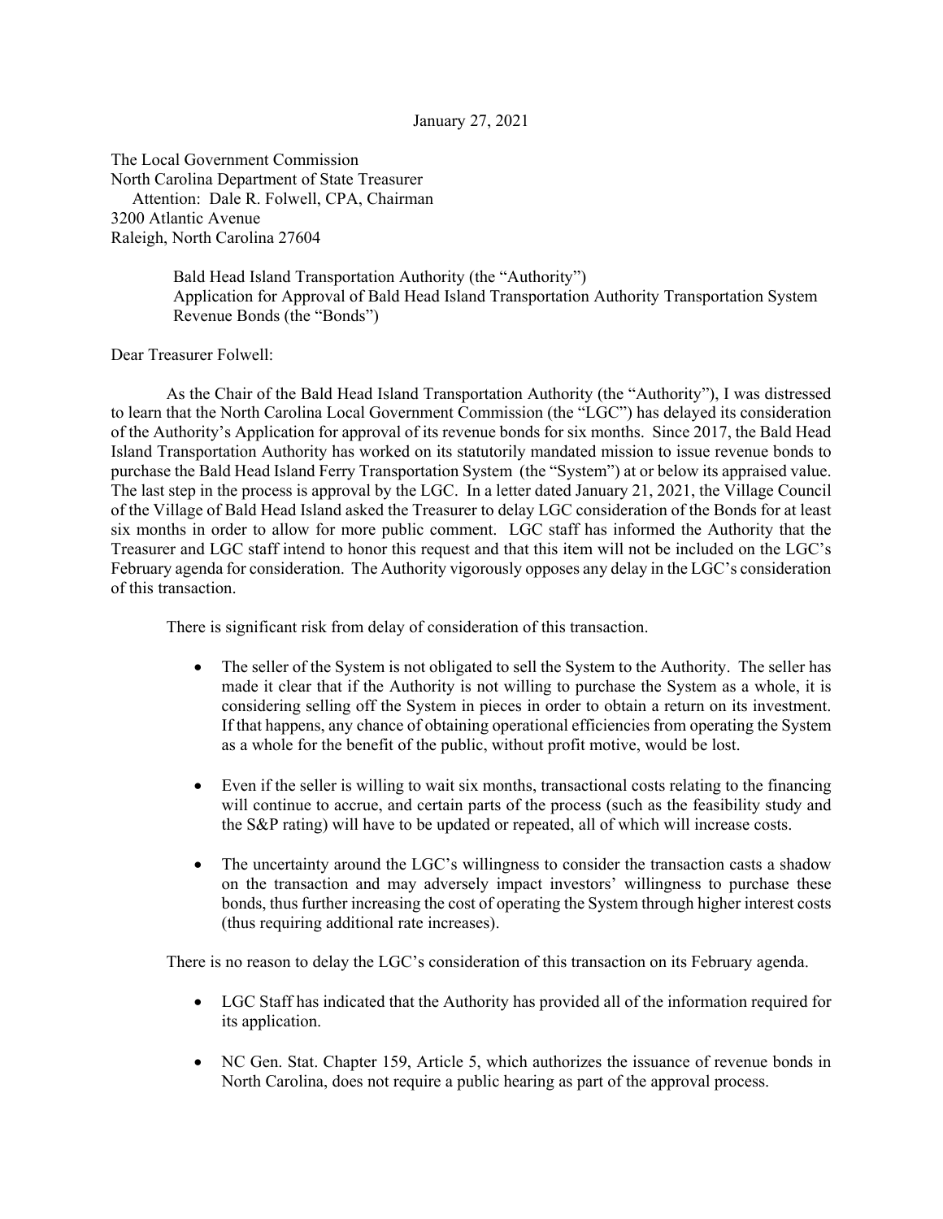January 27, 2021

The Local Government Commission
North Carolina Department of State Treasurer
Attention: Dale R. Folwell, CPA, Chairman
3200 Atlantic Avenue
Raleigh, North Carolina 27604

Bald Head Island Transportation Authority (the "Authority")
Application for Approval of Bald Head Island Transportation Authority Transportation System Revenue Bonds (the "Bonds")

Dear Treasurer Folwell:

As the Chair of the Bald Head Island Transportation Authority (the "Authority"), I was distressed to learn that the North Carolina Local Government Commission (the "LGC") has delayed its consideration of the Authority's Application for approval of its revenue bonds for six months. Since 2017, the Bald Head Island Transportation Authority has worked on its statutorily mandated mission to issue revenue bonds to purchase the Bald Head Island Ferry Transportation System (the "System") at or below its appraised value. The last step in the process is approval by the LGC. In a letter dated January 21, 2021, the Village Council of the Village of Bald Head Island asked the Treasurer to delay LGC consideration of the Bonds for at least six months in order to allow for more public comment. LGC staff has informed the Authority that the Treasurer and LGC staff intend to honor this request and that this item will not be included on the LGC's February agenda for consideration. The Authority vigorously opposes any delay in the LGC's consideration of this transaction.

There is significant risk from delay of consideration of this transaction.

- The seller of the System is not obligated to sell the System to the Authority. The seller has made it clear that if the Authority is not willing to purchase the System as a whole, it is considering selling off the System in pieces in order to obtain a return on its investment. If that happens, any chance of obtaining operational efficiencies from operating the System as a whole for the benefit of the public, without profit motive, would be lost.

- Even if the seller is willing to wait six months, transactional costs relating to the financing will continue to accrue, and certain parts of the process (such as the feasibility study and the S&P rating) will have to be updated or repeated, all of which will increase costs.

- The uncertainty around the LGC's willingness to consider the transaction casts a shadow on the transaction and may adversely impact investors' willingness to purchase these bonds, thus further increasing the cost of operating the System through higher interest costs (thus requiring additional rate increases).

There is no reason to delay the LGC's consideration of this transaction on its February agenda.

- LGC Staff has indicated that the Authority has provided all of the information required for its application.

- NC Gen. Stat. Chapter 159, Article 5, which authorizes the issuance of revenue bonds in North Carolina, does not require a public hearing as part of the approval process.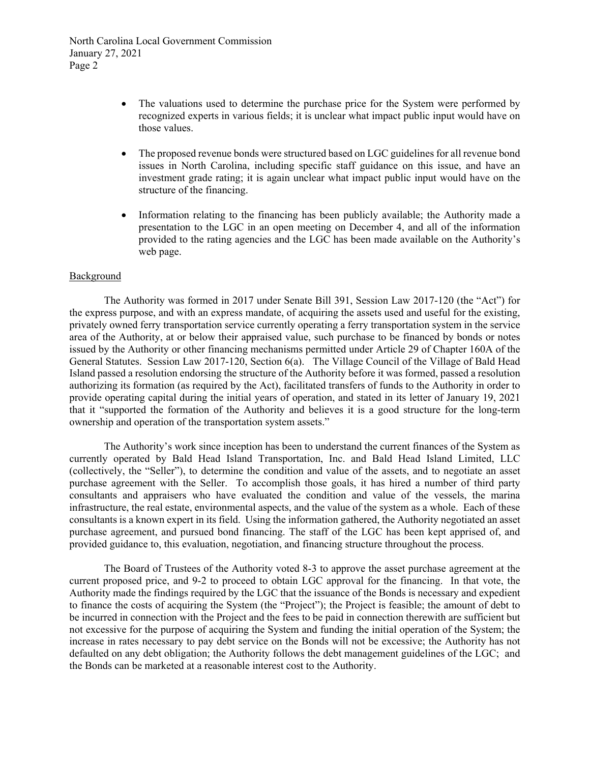- The valuations used to determine the purchase price for the System were performed by recognized experts in various fields; it is unclear what impact public input would have on those values.

- The proposed revenue bonds were structured based on LGC guidelines for all revenue bond issues in North Carolina, including specific staff guidance on this issue, and have an investment grade rating; it is again unclear what impact public input would have on the structure of the financing.

- Information relating to the financing has been publicly available; the Authority made a presentation to the LGC in an open meeting on December 4, and all of the information provided to the rating agencies and the LGC has been made available on the Authority's web page.

## Background

The Authority was formed in 2017 under Senate Bill 391, Session Law 2017-120 (the "Act") for the express purpose, and with an express mandate, of acquiring the assets used and useful for the existing, privately owned ferry transportation service currently operating a ferry transportation system in the service area of the Authority, at or below their appraised value, such purchase to be financed by bonds or notes issued by the Authority or other financing mechanisms permitted under Article 29 of Chapter 160A of the General Statutes. Session Law 2017-120, Section 6(a). The Village Council of the Village of Bald Head Island passed a resolution endorsing the structure of the Authority before it was formed, passed a resolution authorizing its formation (as required by the Act), facilitated transfers of funds to the Authority in order to provide operating capital during the initial years of operation, and stated in its letter of January 19, 2021 that it "supported the formation of the Authority and believes it is a good structure for the long-term ownership and operation of the transportation system assets."

The Authority's work since inception has been to understand the current finances of the System as currently operated by Bald Head Island Transportation, Inc. and Bald Head Island Limited, LLC (collectively, the "Seller"), to determine the condition and value of the assets, and to negotiate an asset purchase agreement with the Seller. To accomplish those goals, it has hired a number of third party consultants and appraisers who have evaluated the condition and value of the vessels, the marina infrastructure, the real estate, environmental aspects, and the value of the system as a whole. Each of these consultants is a known expert in its field. Using the information gathered, the Authority negotiated an asset purchase agreement, and pursued bond financing. The staff of the LGC has been kept apprised of, and provided guidance to, this evaluation, negotiation, and financing structure throughout the process.

The Board of Trustees of the Authority voted 8-3 to approve the asset purchase agreement at the current proposed price, and 9-2 to proceed to obtain LGC approval for the financing. In that vote, the Authority made the findings required by the LGC that the issuance of the Bonds is necessary and expedient to finance the costs of acquiring the System (the "Project"); the Project is feasible; the amount of debt to be incurred in connection with the Project and the fees to be paid in connection therewith are sufficient but not excessive for the purpose of acquiring the System and funding the initial operation of the System; the increase in rates necessary to pay debt service on the Bonds will not be excessive; the Authority has not defaulted on any debt obligation; the Authority follows the debt management guidelines of the LGC; and the Bonds can be marketed at a reasonable interest cost to the Authority.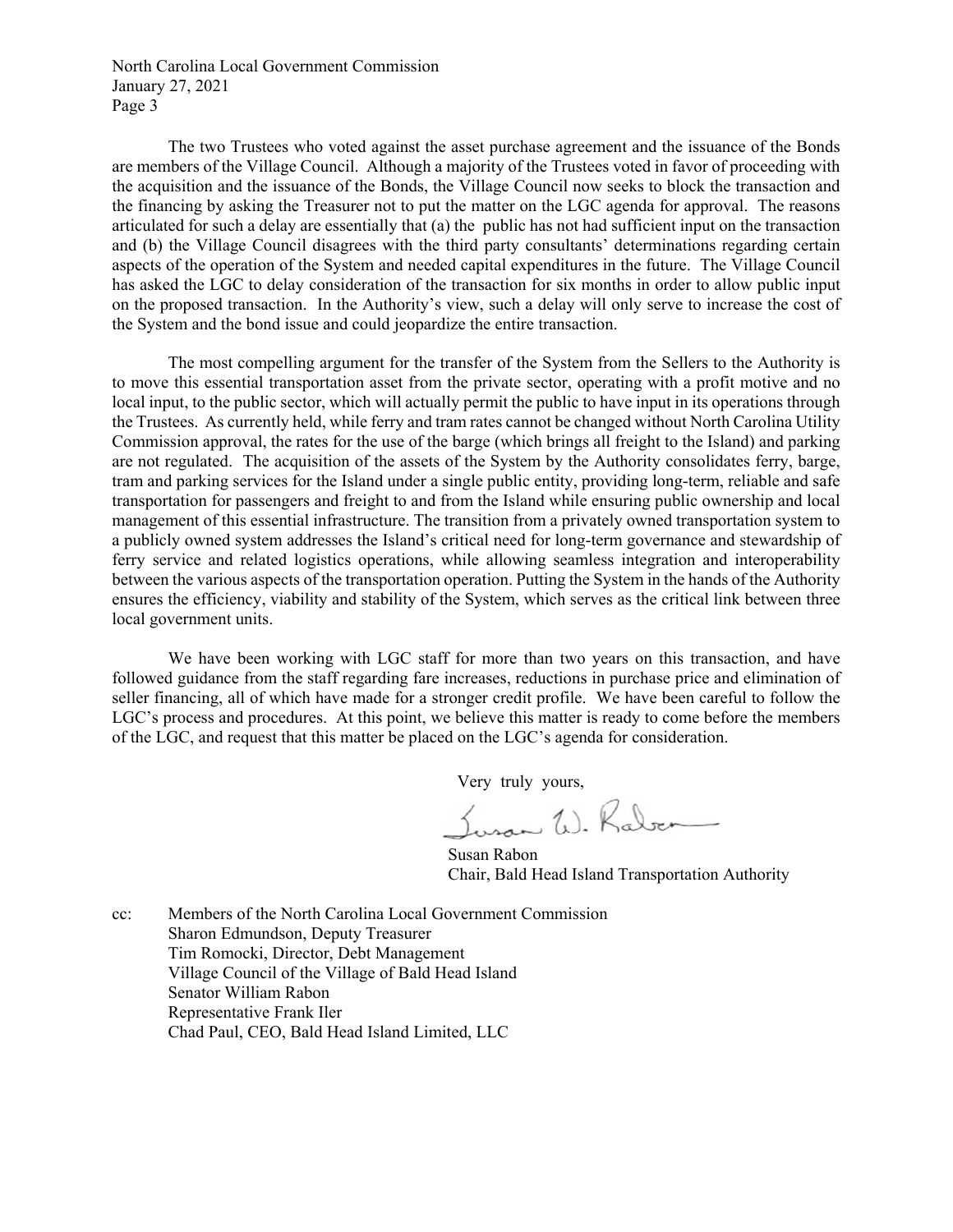The two Trustees who voted against the asset purchase agreement and the issuance of the Bonds are members of the Village Council. Although a majority of the Trustees voted in favor of proceeding with the acquisition and the issuance of the Bonds, the Village Council now seeks to block the transaction and the financing by asking the Treasurer not to put the matter on the LGC agenda for approval. The reasons articulated for such a delay are essentially that (a) the public has not had sufficient input on the transaction and (b) the Village Council disagrees with the third party consultants' determinations regarding certain aspects of the operation of the System and needed capital expenditures in the future. The Village Council has asked the LGC to delay consideration of the transaction for six months in order to allow public input on the proposed transaction. In the Authority's view, such a delay will only serve to increase the cost of the System and the bond issue and could jeopardize the entire transaction.

The most compelling argument for the transfer of the System from the Sellers to the Authority is to move this essential transportation asset from the private sector, operating with a profit motive and no local input, to the public sector, which will actually permit the public to have input in its operations through the Trustees. As currently held, while ferry and tram rates cannot be changed without North Carolina Utility Commission approval, the rates for the use of the barge (which brings all freight to the Island) and parking are not regulated. The acquisition of the assets of the System by the Authority consolidates ferry, barge, tram and parking services for the Island under a single public entity, providing long-term, reliable and safe transportation for passengers and freight to and from the Island while ensuring public ownership and local management of this essential infrastructure. The transition from a privately owned transportation system to a publicly owned system addresses the Island's critical need for long-term governance and stewardship of ferry service and related logistics operations, while allowing seamless integration and interoperability between the various aspects of the transportation operation. Putting the System in the hands of the Authority ensures the efficiency, viability and stability of the System, which serves as the critical link between three local government units.

We have been working with LGC staff for more than two years on this transaction, and have followed guidance from the staff regarding fare increases, reductions in purchase price and elimination of seller financing, all of which have made for a stronger credit profile. We have been careful to follow the LGC's process and procedures. At this point, we believe this matter is ready to come before the members of the LGC, and request that this matter be placed on the LGC's agenda for consideration.

Very truly yours,

Susan W. Rabon

Susan Rabon
Chair, Bald Head Island Transportation Authority

cc: Members of the North Carolina Local Government Commission
Sharon Edmundson, Deputy Treasurer
Tim Romocki, Director, Debt Management
Village Council of the Village of Bald Head Island
Senator William Rabon
Representative Frank Iler
Chad Paul, CEO, Bald Head Island Limited, LLC